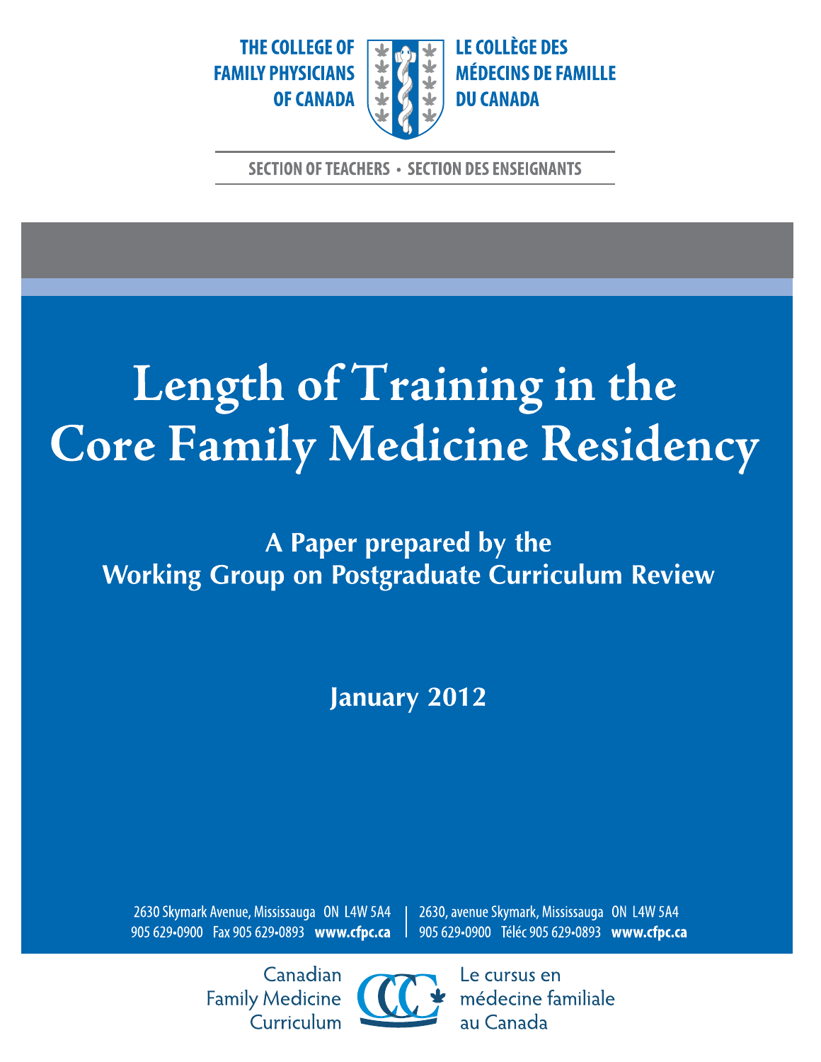THE COLLEGE OF FAMILY PHYSICIANS OF CANADA

LE COLLÈGE DES MÉDECINS DE FAMILLE DU CANADA

SECTION OF TEACHERS • SECTION DES ENSEIGNANTS

# Length of Training in the Core Family Medicine Residency

## A Paper prepared by the Working Group on Postgraduate Curriculum Review

**January 2012**

2630 Skymark Avenue, Mississauga ON L4W 5A4
905 629•0900 Fax 905 629•0893 **www.cfpc.ca**

2630, avenue Skymark, Mississauga ON L4W 5A4
905 629•0900 Téléc 905 629•0893 **www.cfpc.ca**

Canadian Family Medicine Curriculum

Le cursus en médecine familiale au Canada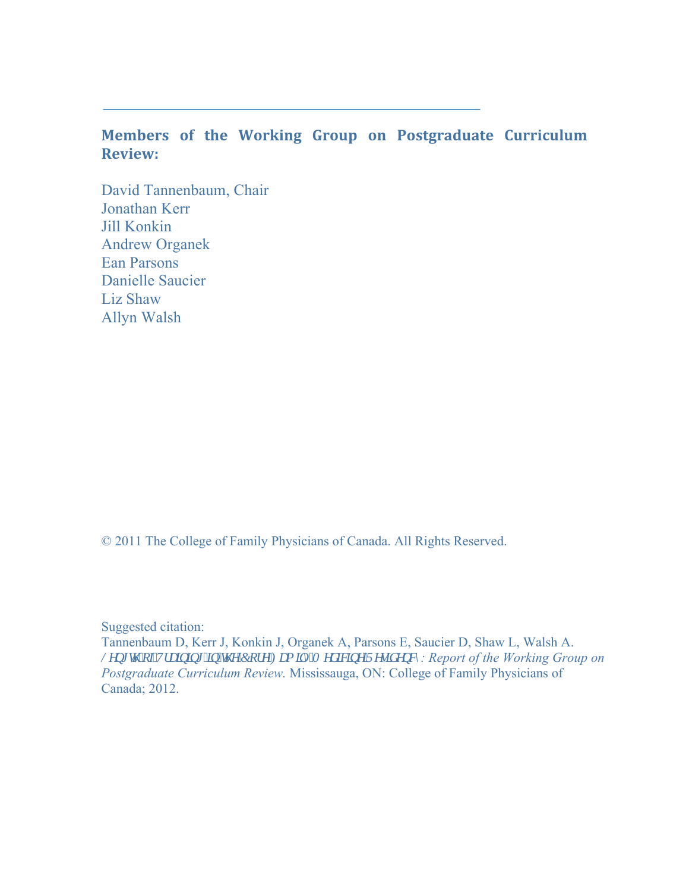## Members of the Working Group on Postgraduate Curriculum Review:

David Tannenbaum, Chair
Jonathan Kerr
Jill Konkin
Andrew Organek
Ean Parsons
Danielle Saucier
Liz Shaw
Allyn Walsh

© 2011 The College of Family Physicians of Canada. All Rights Reserved.

Suggested citation:
Tannenbaum D, Kerr J, Konkin J, Organek A, Parsons E, Saucier D, Shaw L, Walsh A. */HQJWK RI 7UDLQLQJ LQ WKH &RUH )DPLO\ 0HGLFLQH 5HVLGHQF\: Report of the Working Group on Postgraduate Curriculum Review.* Mississauga, ON: College of Family Physicians of Canada; 2012.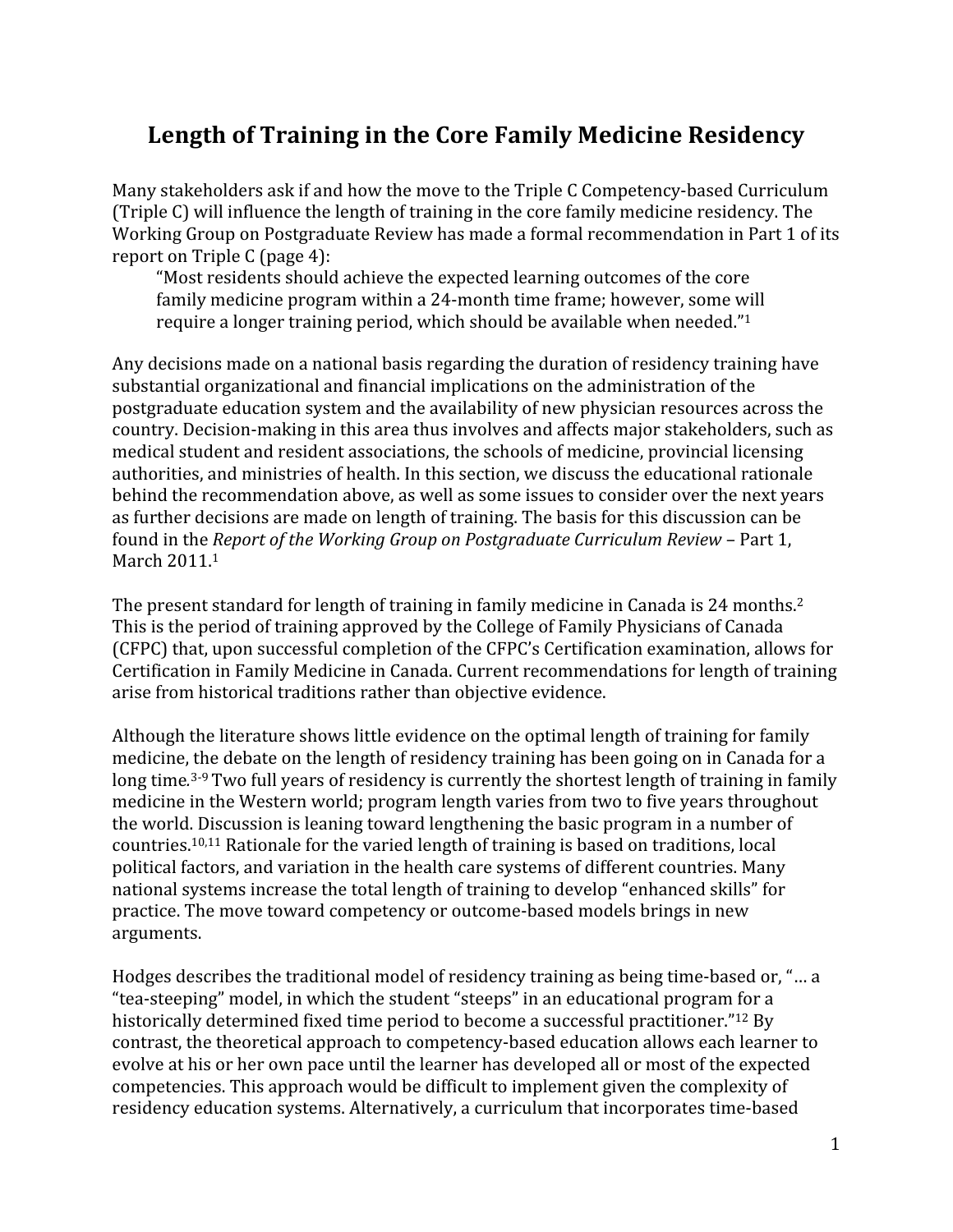# Length of Training in the Core Family Medicine Residency

Many stakeholders ask if and how the move to the Triple C Competency-based Curriculum (Triple C) will influence the length of training in the core family medicine residency. The Working Group on Postgraduate Review has made a formal recommendation in Part 1 of its report on Triple C (page 4):

> "Most residents should achieve the expected learning outcomes of the core family medicine program within a 24-month time frame; however, some will require a longer training period, which should be available when needed."[1]

Any decisions made on a national basis regarding the duration of residency training have substantial organizational and financial implications on the administration of the postgraduate education system and the availability of new physician resources across the country. Decision-making in this area thus involves and affects major stakeholders, such as medical student and resident associations, the schools of medicine, provincial licensing authorities, and ministries of health. In this section, we discuss the educational rationale behind the recommendation above, as well as some issues to consider over the next years as further decisions are made on length of training. The basis for this discussion can be found in the *Report of the Working Group on Postgraduate Curriculum Review* – Part 1, March 2011.[1]

The present standard for length of training in family medicine in Canada is 24 months.[2] This is the period of training approved by the College of Family Physicians of Canada (CFPC) that, upon successful completion of the CFPC's Certification examination, allows for Certification in Family Medicine in Canada. Current recommendations for length of training arise from historical traditions rather than objective evidence.

Although the literature shows little evidence on the optimal length of training for family medicine, the debate on the length of residency training has been going on in Canada for a long time.[3-9] Two full years of residency is currently the shortest length of training in family medicine in the Western world; program length varies from two to five years throughout the world. Discussion is leaning toward lengthening the basic program in a number of countries.[10,11] Rationale for the varied length of training is based on traditions, local political factors, and variation in the health care systems of different countries. Many national systems increase the total length of training to develop "enhanced skills" for practice. The move toward competency or outcome-based models brings in new arguments.

Hodges describes the traditional model of residency training as being time-based or, "… a "tea-steeping" model, in which the student "steeps" in an educational program for a historically determined fixed time period to become a successful practitioner."[12] By contrast, the theoretical approach to competency-based education allows each learner to evolve at his or her own pace until the learner has developed all or most of the expected competencies. This approach would be difficult to implement given the complexity of residency education systems. Alternatively, a curriculum that incorporates time-based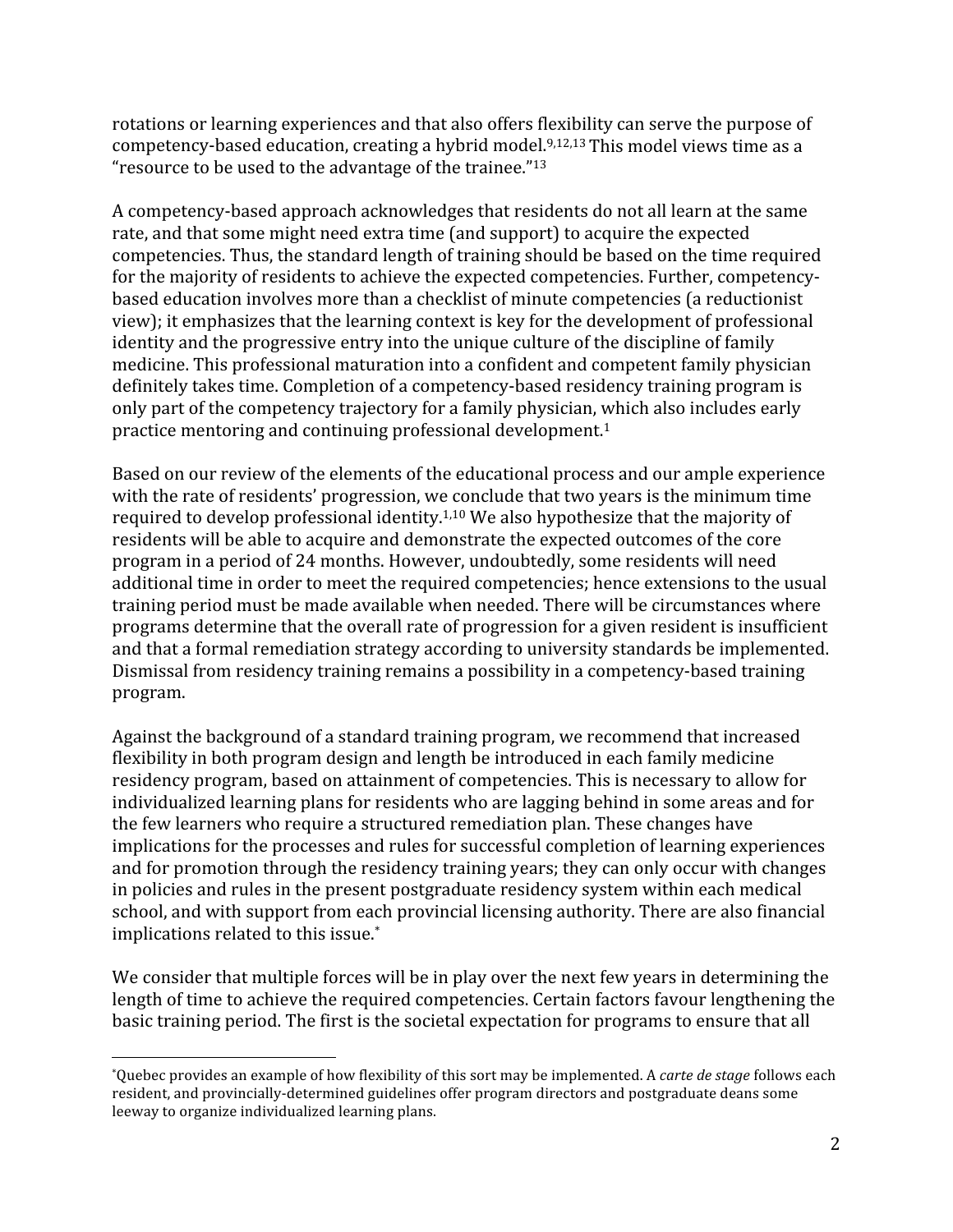rotations or learning experiences and that also offers flexibility can serve the purpose of competency-based education, creating a hybrid model.[9,12,13] This model views time as a "resource to be used to the advantage of the trainee."[13]

A competency-based approach acknowledges that residents do not all learn at the same rate, and that some might need extra time (and support) to acquire the expected competencies. Thus, the standard length of training should be based on the time required for the majority of residents to achieve the expected competencies. Further, competency-based education involves more than a checklist of minute competencies (a reductionist view); it emphasizes that the learning context is key for the development of professional identity and the progressive entry into the unique culture of the discipline of family medicine. This professional maturation into a confident and competent family physician definitely takes time. Completion of a competency-based residency training program is only part of the competency trajectory for a family physician, which also includes early practice mentoring and continuing professional development.[1]

Based on our review of the elements of the educational process and our ample experience with the rate of residents' progression, we conclude that two years is the minimum time required to develop professional identity.[1,10] We also hypothesize that the majority of residents will be able to acquire and demonstrate the expected outcomes of the core program in a period of 24 months. However, undoubtedly, some residents will need additional time in order to meet the required competencies; hence extensions to the usual training period must be made available when needed. There will be circumstances where programs determine that the overall rate of progression for a given resident is insufficient and that a formal remediation strategy according to university standards be implemented. Dismissal from residency training remains a possibility in a competency-based training program.

Against the background of a standard training program, we recommend that increased flexibility in both program design and length be introduced in each family medicine residency program, based on attainment of competencies. This is necessary to allow for individualized learning plans for residents who are lagging behind in some areas and for the few learners who require a structured remediation plan. These changes have implications for the processes and rules for successful completion of learning experiences and for promotion through the residency training years; they can only occur with changes in policies and rules in the present postgraduate residency system within each medical school, and with support from each provincial licensing authority. There are also financial implications related to this issue.*

We consider that multiple forces will be in play over the next few years in determining the length of time to achieve the required competencies. Certain factors favour lengthening the basic training period. The first is the societal expectation for programs to ensure that all

*Quebec provides an example of how flexibility of this sort may be implemented. A *carte de stage* follows each resident, and provincially-determined guidelines offer program directors and postgraduate deans some leeway to organize individualized learning plans.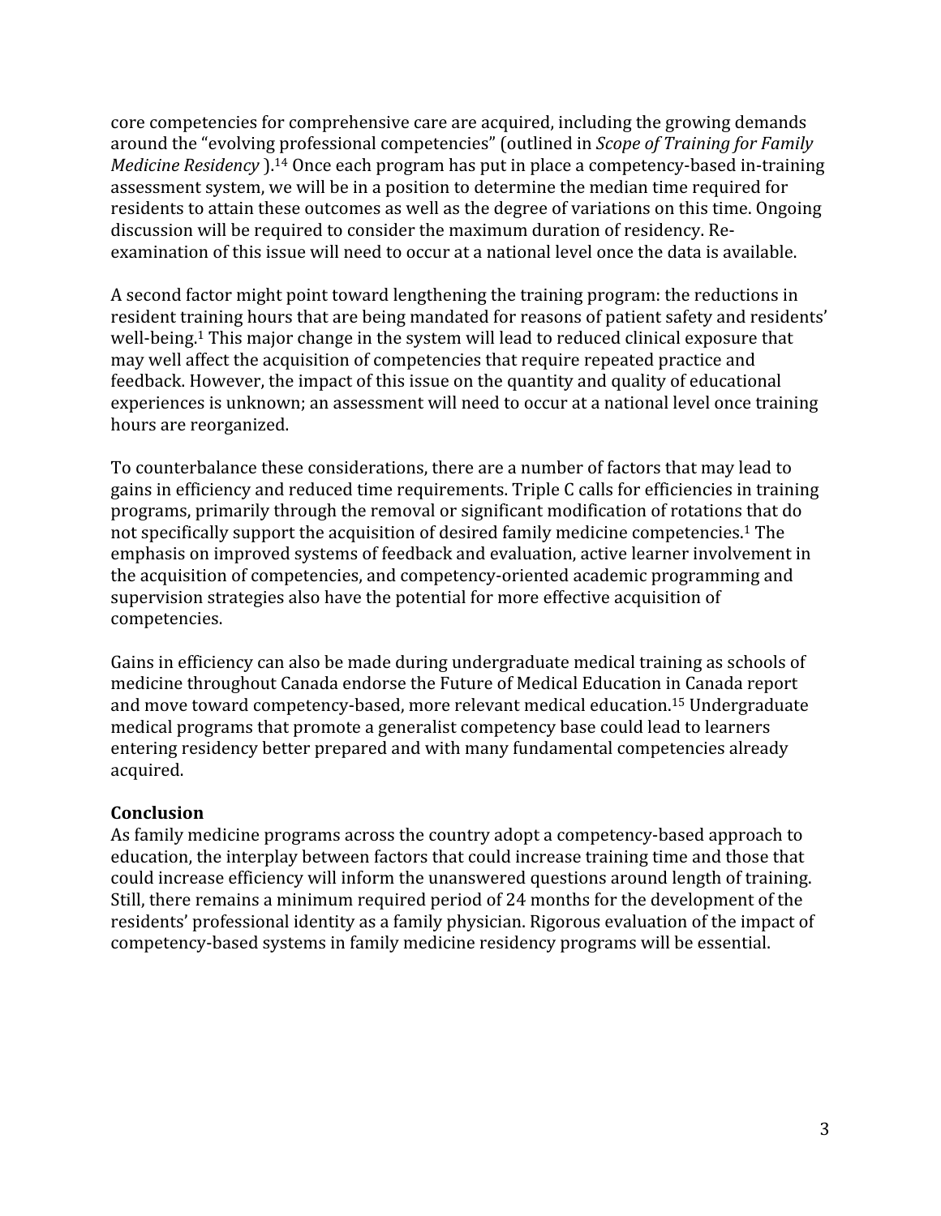core competencies for comprehensive care are acquired, including the growing demands around the "evolving professional competencies" (outlined in *Scope of Training for Family Medicine Residency* ).[14] Once each program has put in place a competency-based in-training assessment system, we will be in a position to determine the median time required for residents to attain these outcomes as well as the degree of variations on this time. Ongoing discussion will be required to consider the maximum duration of residency. Re-examination of this issue will need to occur at a national level once the data is available.

A second factor might point toward lengthening the training program: the reductions in resident training hours that are being mandated for reasons of patient safety and residents' well-being.[1] This major change in the system will lead to reduced clinical exposure that may well affect the acquisition of competencies that require repeated practice and feedback. However, the impact of this issue on the quantity and quality of educational experiences is unknown; an assessment will need to occur at a national level once training hours are reorganized.

To counterbalance these considerations, there are a number of factors that may lead to gains in efficiency and reduced time requirements. Triple C calls for efficiencies in training programs, primarily through the removal or significant modification of rotations that do not specifically support the acquisition of desired family medicine competencies.[1] The emphasis on improved systems of feedback and evaluation, active learner involvement in the acquisition of competencies, and competency-oriented academic programming and supervision strategies also have the potential for more effective acquisition of competencies.

Gains in efficiency can also be made during undergraduate medical training as schools of medicine throughout Canada endorse the Future of Medical Education in Canada report and move toward competency-based, more relevant medical education.[15] Undergraduate medical programs that promote a generalist competency base could lead to learners entering residency better prepared and with many fundamental competencies already acquired.

**Conclusion**

As family medicine programs across the country adopt a competency-based approach to education, the interplay between factors that could increase training time and those that could increase efficiency will inform the unanswered questions around length of training. Still, there remains a minimum required period of 24 months for the development of the residents' professional identity as a family physician. Rigorous evaluation of the impact of competency-based systems in family medicine residency programs will be essential.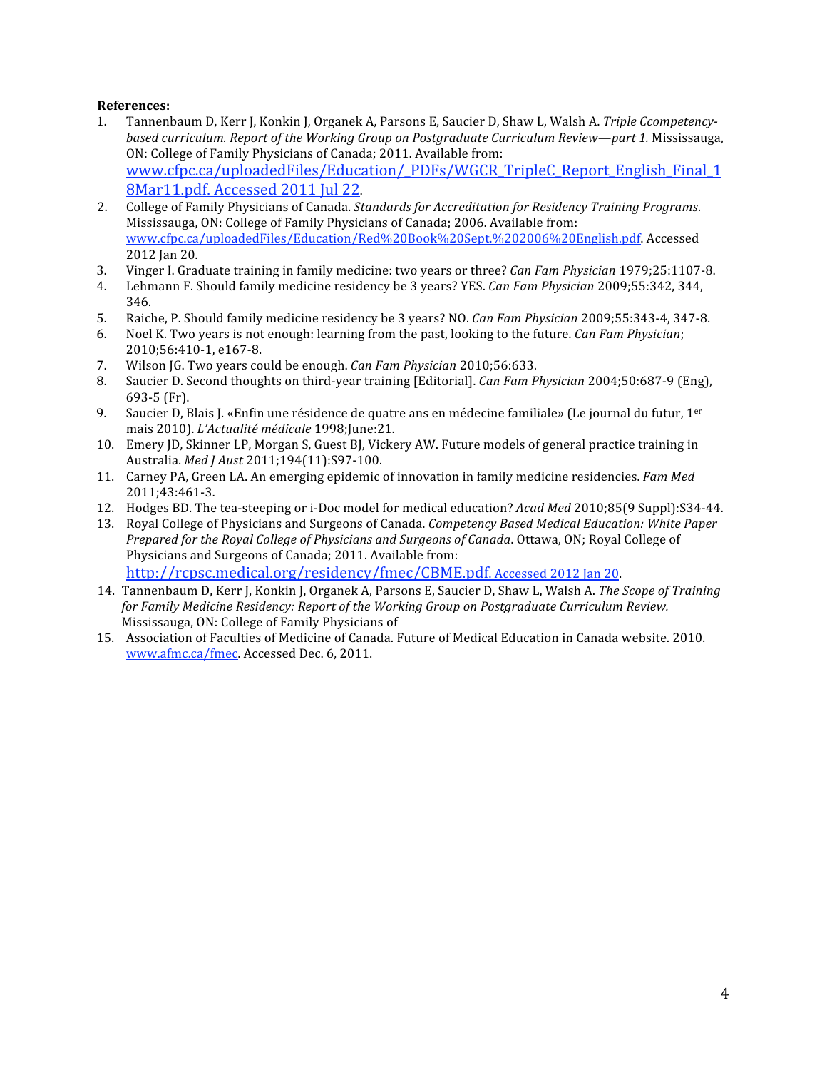**References:**

1. Tannenbaum D, Kerr J, Konkin J, Organek A, Parsons E, Saucier D, Shaw L, Walsh A. *Triple Ccompetency-based curriculum. Report of the Working Group on Postgraduate Curriculum Review—part 1.* Mississauga, ON: College of Family Physicians of Canada; 2011. Available from: www.cfpc.ca/uploadedFiles/Education/_PDFs/WGCR_TripleC_Report_English_Final_18Mar11.pdf. Accessed 2011 Jul 22.
2. College of Family Physicians of Canada. *Standards for Accreditation for Residency Training Programs*. Mississauga, ON: College of Family Physicians of Canada; 2006. Available from: www.cfpc.ca/uploadedFiles/Education/Red%20Book%20Sept.%202006%20English.pdf. Accessed 2012 Jan 20.
3. Vinger I. Graduate training in family medicine: two years or three? *Can Fam Physician* 1979;25:1107-8.
4. Lehmann F. Should family medicine residency be 3 years? YES. *Can Fam Physician* 2009;55:342, 344, 346.
5. Raiche, P. Should family medicine residency be 3 years? NO. *Can Fam Physician* 2009;55:343-4, 347-8.
6. Noel K. Two years is not enough: learning from the past, looking to the future. *Can Fam Physician*; 2010;56:410-1, e167-8.
7. Wilson JG. Two years could be enough. *Can Fam Physician* 2010;56:633.
8. Saucier D. Second thoughts on third-year training [Editorial]. *Can Fam Physician* 2004;50:687-9 (Eng), 693-5 (Fr).
9. Saucier D, Blais J. «Enfin une résidence de quatre ans en médecine familiale» (Le journal du futur, 1er mais 2010). *L'Actualité médicale* 1998;June:21.
10. Emery JD, Skinner LP, Morgan S, Guest BJ, Vickery AW. Future models of general practice training in Australia. *Med J Aust* 2011;194(11):S97-100.
11. Carney PA, Green LA. An emerging epidemic of innovation in family medicine residencies. *Fam Med* 2011;43:461-3.
12. Hodges BD. The tea-steeping or i-Doc model for medical education? *Acad Med* 2010;85(9 Suppl):S34-44.
13. Royal College of Physicians and Surgeons of Canada. *Competency Based Medical Education: White Paper Prepared for the Royal College of Physicians and Surgeons of Canada*. Ottawa, ON; Royal College of Physicians and Surgeons of Canada; 2011. Available from: http://rcpsc.medical.org/residency/fmec/CBME.pdf. Accessed 2012 Jan 20.
14. Tannenbaum D, Kerr J, Konkin J, Organek A, Parsons E, Saucier D, Shaw L, Walsh A. *The Scope of Training for Family Medicine Residency: Report of the Working Group on Postgraduate Curriculum Review.* Mississauga, ON: College of Family Physicians of
15. Association of Faculties of Medicine of Canada. Future of Medical Education in Canada website. 2010. www.afmc.ca/fmec. Accessed Dec. 6, 2011.